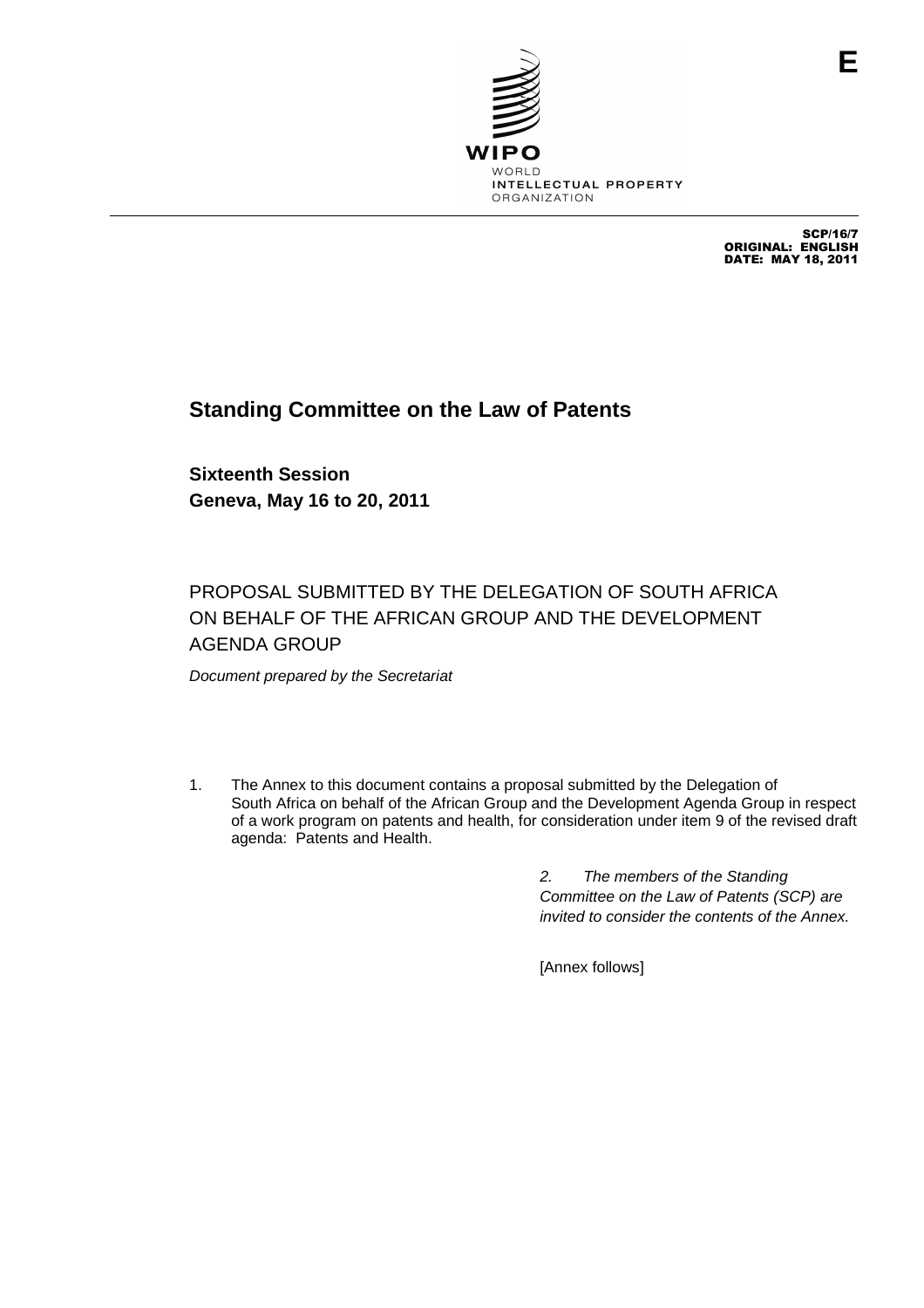E

WIPO

WORLD
INTELLECTUAL PROPERTY
ORGANIZATION

SCP/16/7
ORIGINAL: ENGLISH
DATE: MAY 18, 2011

# Standing Committee on the Law of Patents

## Sixteenth Session
## Geneva, May 16 to 20, 2011

PROPOSAL SUBMITTED BY THE DELEGATION OF SOUTH AFRICA ON BEHALF OF THE AFRICAN GROUP AND THE DEVELOPMENT AGENDA GROUP

*Document prepared by the Secretariat*

1. The Annex to this document contains a proposal submitted by the Delegation of South Africa on behalf of the African Group and the Development Agenda Group in respect of a work program on patents and health, for consideration under item 9 of the revised draft agenda: Patents and Health.

*2. The members of the Standing Committee on the Law of Patents (SCP) are invited to consider the contents of the Annex.*

[Annex follows]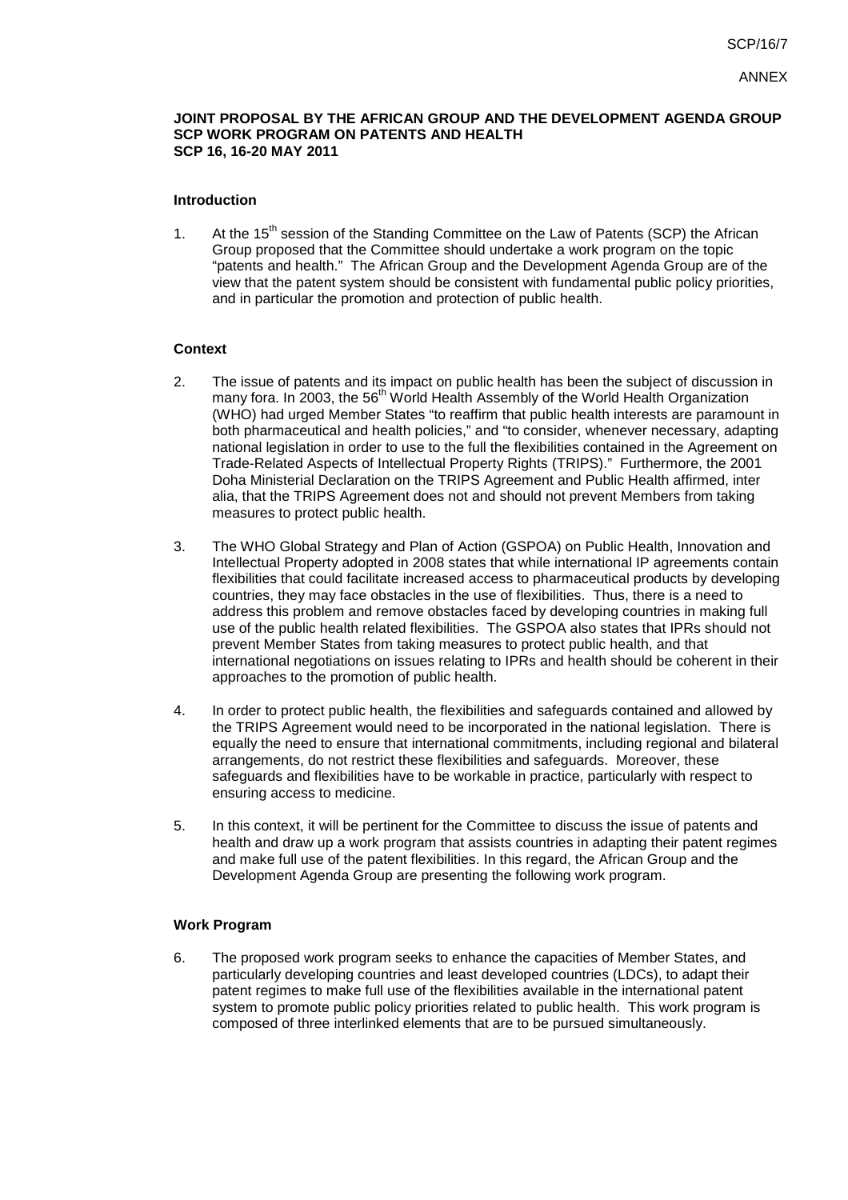**JOINT PROPOSAL BY THE AFRICAN GROUP AND THE DEVELOPMENT AGENDA GROUP**
**SCP WORK PROGRAM ON PATENTS AND HEALTH**
**SCP 16, 16-20 MAY 2011**

## Introduction

1. At the 15th session of the Standing Committee on the Law of Patents (SCP) the African Group proposed that the Committee should undertake a work program on the topic "patents and health." The African Group and the Development Agenda Group are of the view that the patent system should be consistent with fundamental public policy priorities, and in particular the promotion and protection of public health.

## Context

2. The issue of patents and its impact on public health has been the subject of discussion in many fora. In 2003, the 56th World Health Assembly of the World Health Organization (WHO) had urged Member States "to reaffirm that public health interests are paramount in both pharmaceutical and health policies," and "to consider, whenever necessary, adapting national legislation in order to use to the full the flexibilities contained in the Agreement on Trade-Related Aspects of Intellectual Property Rights (TRIPS)." Furthermore, the 2001 Doha Ministerial Declaration on the TRIPS Agreement and Public Health affirmed, inter alia, that the TRIPS Agreement does not and should not prevent Members from taking measures to protect public health.

3. The WHO Global Strategy and Plan of Action (GSPOA) on Public Health, Innovation and Intellectual Property adopted in 2008 states that while international IP agreements contain flexibilities that could facilitate increased access to pharmaceutical products by developing countries, they may face obstacles in the use of flexibilities. Thus, there is a need to address this problem and remove obstacles faced by developing countries in making full use of the public health related flexibilities. The GSPOA also states that IPRs should not prevent Member States from taking measures to protect public health, and that international negotiations on issues relating to IPRs and health should be coherent in their approaches to the promotion of public health.

4. In order to protect public health, the flexibilities and safeguards contained and allowed by the TRIPS Agreement would need to be incorporated in the national legislation. There is equally the need to ensure that international commitments, including regional and bilateral arrangements, do not restrict these flexibilities and safeguards. Moreover, these safeguards and flexibilities have to be workable in practice, particularly with respect to ensuring access to medicine.

5. In this context, it will be pertinent for the Committee to discuss the issue of patents and health and draw up a work program that assists countries in adapting their patent regimes and make full use of the patent flexibilities. In this regard, the African Group and the Development Agenda Group are presenting the following work program.

## Work Program

6. The proposed work program seeks to enhance the capacities of Member States, and particularly developing countries and least developed countries (LDCs), to adapt their patent regimes to make full use of the flexibilities available in the international patent system to promote public policy priorities related to public health. This work program is composed of three interlinked elements that are to be pursued simultaneously.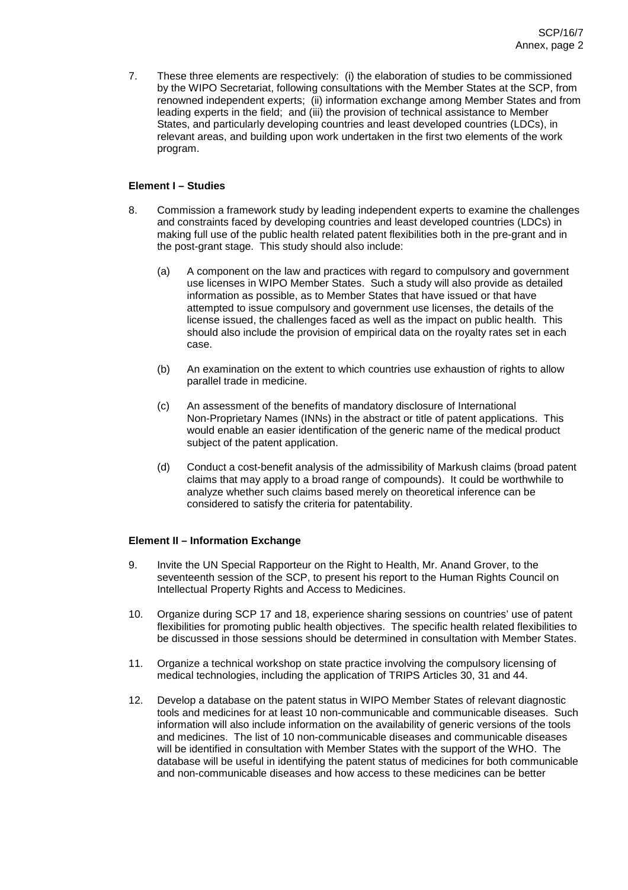7. These three elements are respectively: (i) the elaboration of studies to be commissioned by the WIPO Secretariat, following consultations with the Member States at the SCP, from renowned independent experts; (ii) information exchange among Member States and from leading experts in the field; and (iii) the provision of technical assistance to Member States, and particularly developing countries and least developed countries (LDCs), in relevant areas, and building upon work undertaken in the first two elements of the work program.

**Element I – Studies**

8. Commission a framework study by leading independent experts to examine the challenges and constraints faced by developing countries and least developed countries (LDCs) in making full use of the public health related patent flexibilities both in the pre-grant and in the post-grant stage. This study should also include:

   (a) A component on the law and practices with regard to compulsory and government use licenses in WIPO Member States. Such a study will also provide as detailed information as possible, as to Member States that have issued or that have attempted to issue compulsory and government use licenses, the details of the license issued, the challenges faced as well as the impact on public health. This should also include the provision of empirical data on the royalty rates set in each case.

   (b) An examination on the extent to which countries use exhaustion of rights to allow parallel trade in medicine.

   (c) An assessment of the benefits of mandatory disclosure of International Non-Proprietary Names (INNs) in the abstract or title of patent applications. This would enable an easier identification of the generic name of the medical product subject of the patent application.

   (d) Conduct a cost-benefit analysis of the admissibility of Markush claims (broad patent claims that may apply to a broad range of compounds). It could be worthwhile to analyze whether such claims based merely on theoretical inference can be considered to satisfy the criteria for patentability.

**Element II – Information Exchange**

9. Invite the UN Special Rapporteur on the Right to Health, Mr. Anand Grover, to the seventeenth session of the SCP, to present his report to the Human Rights Council on Intellectual Property Rights and Access to Medicines.

10. Organize during SCP 17 and 18, experience sharing sessions on countries' use of patent flexibilities for promoting public health objectives. The specific health related flexibilities to be discussed in those sessions should be determined in consultation with Member States.

11. Organize a technical workshop on state practice involving the compulsory licensing of medical technologies, including the application of TRIPS Articles 30, 31 and 44.

12. Develop a database on the patent status in WIPO Member States of relevant diagnostic tools and medicines for at least 10 non-communicable and communicable diseases. Such information will also include information on the availability of generic versions of the tools and medicines. The list of 10 non-communicable diseases and communicable diseases will be identified in consultation with Member States with the support of the WHO. The database will be useful in identifying the patent status of medicines for both communicable and non-communicable diseases and how access to these medicines can be better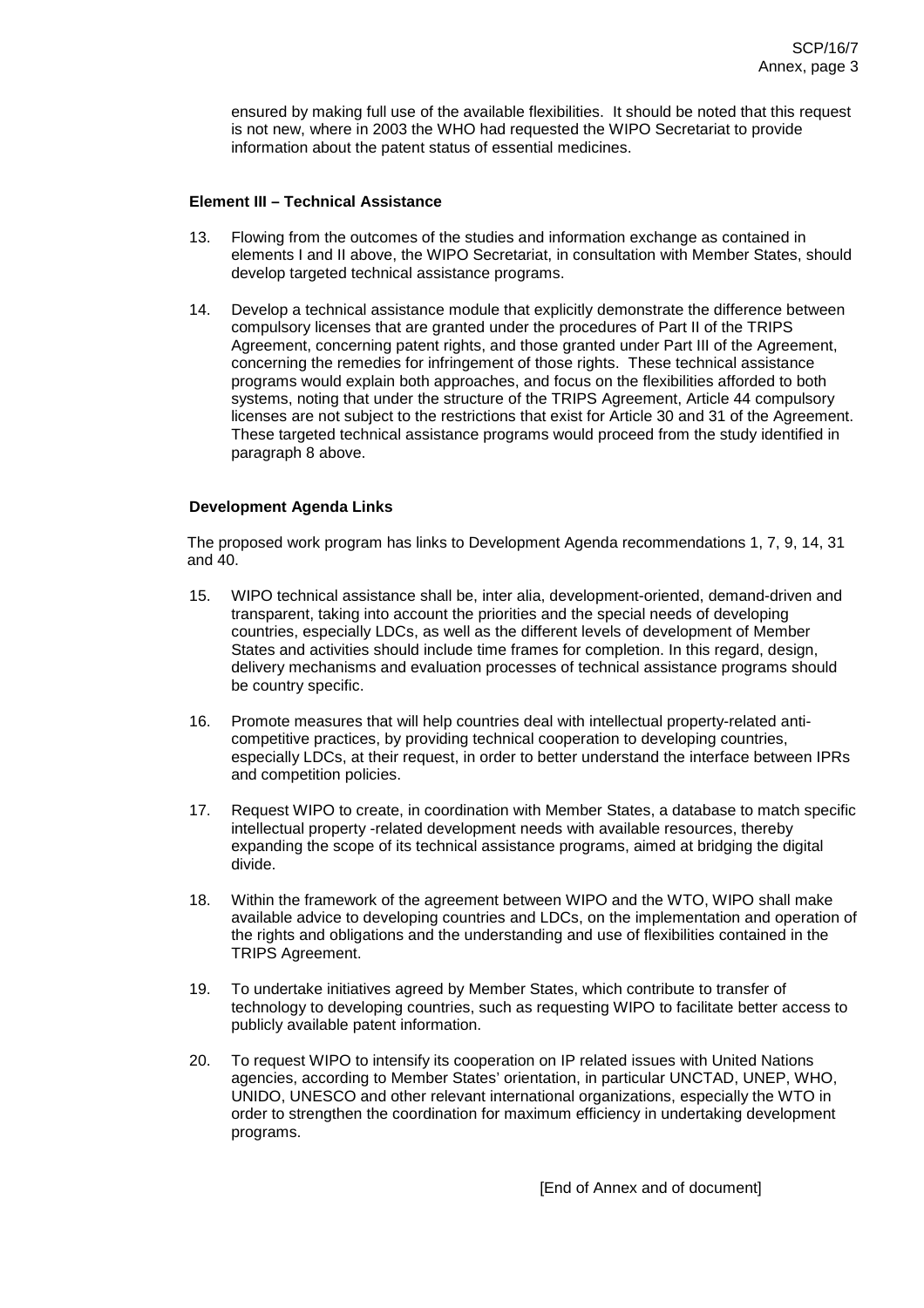ensured by making full use of the available flexibilities. It should be noted that this request is not new, where in 2003 the WHO had requested the WIPO Secretariat to provide information about the patent status of essential medicines.

**Element III – Technical Assistance**

13. Flowing from the outcomes of the studies and information exchange as contained in elements I and II above, the WIPO Secretariat, in consultation with Member States, should develop targeted technical assistance programs.

14. Develop a technical assistance module that explicitly demonstrate the difference between compulsory licenses that are granted under the procedures of Part II of the TRIPS Agreement, concerning patent rights, and those granted under Part III of the Agreement, concerning the remedies for infringement of those rights. These technical assistance programs would explain both approaches, and focus on the flexibilities afforded to both systems, noting that under the structure of the TRIPS Agreement, Article 44 compulsory licenses are not subject to the restrictions that exist for Article 30 and 31 of the Agreement. These targeted technical assistance programs would proceed from the study identified in paragraph 8 above.

**Development Agenda Links**

The proposed work program has links to Development Agenda recommendations 1, 7, 9, 14, 31 and 40.

15. WIPO technical assistance shall be, inter alia, development-oriented, demand-driven and transparent, taking into account the priorities and the special needs of developing countries, especially LDCs, as well as the different levels of development of Member States and activities should include time frames for completion. In this regard, design, delivery mechanisms and evaluation processes of technical assistance programs should be country specific.

16. Promote measures that will help countries deal with intellectual property-related anti-competitive practices, by providing technical cooperation to developing countries, especially LDCs, at their request, in order to better understand the interface between IPRs and competition policies.

17. Request WIPO to create, in coordination with Member States, a database to match specific intellectual property -related development needs with available resources, thereby expanding the scope of its technical assistance programs, aimed at bridging the digital divide.

18. Within the framework of the agreement between WIPO and the WTO, WIPO shall make available advice to developing countries and LDCs, on the implementation and operation of the rights and obligations and the understanding and use of flexibilities contained in the TRIPS Agreement.

19. To undertake initiatives agreed by Member States, which contribute to transfer of technology to developing countries, such as requesting WIPO to facilitate better access to publicly available patent information.

20. To request WIPO to intensify its cooperation on IP related issues with United Nations agencies, according to Member States' orientation, in particular UNCTAD, UNEP, WHO, UNIDO, UNESCO and other relevant international organizations, especially the WTO in order to strengthen the coordination for maximum efficiency in undertaking development programs.

[End of Annex and of document]